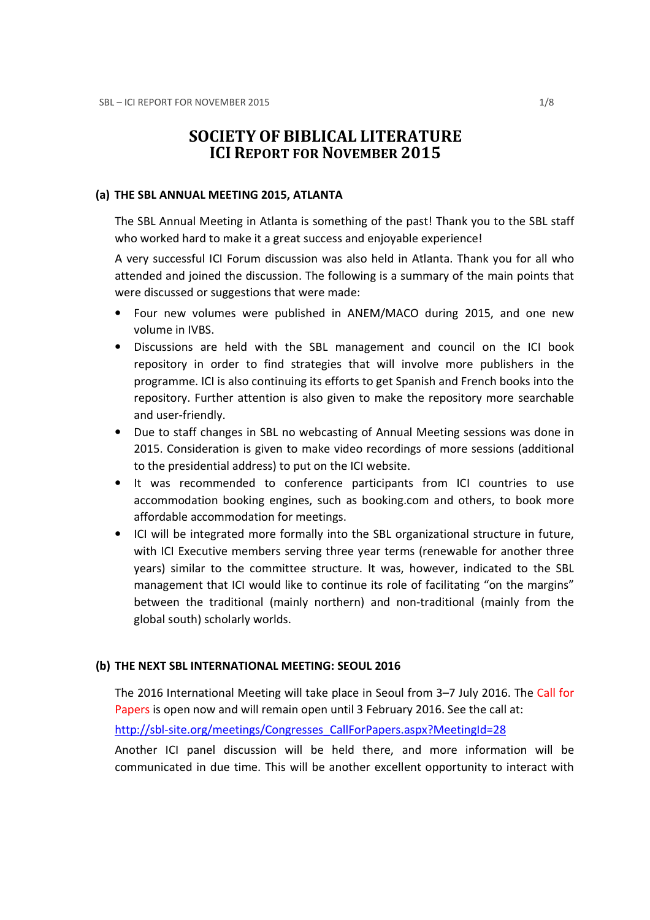# SOCIETY OF BIBLICAL LITERATURE
## ICI REPORT FOR NOVEMBER 2015

### (a) THE SBL ANNUAL MEETING 2015, ATLANTA

The SBL Annual Meeting in Atlanta is something of the past! Thank you to the SBL staff who worked hard to make it a great success and enjoyable experience!

A very successful ICI Forum discussion was also held in Atlanta. Thank you for all who attended and joined the discussion. The following is a summary of the main points that were discussed or suggestions that were made:

- Four new volumes were published in ANEM/MACO during 2015, and one new volume in IVBS.
- Discussions are held with the SBL management and council on the ICI book repository in order to find strategies that will involve more publishers in the programme. ICI is also continuing its efforts to get Spanish and French books into the repository. Further attention is also given to make the repository more searchable and user-friendly.
- Due to staff changes in SBL no webcasting of Annual Meeting sessions was done in 2015. Consideration is given to make video recordings of more sessions (additional to the presidential address) to put on the ICI website.
- It was recommended to conference participants from ICI countries to use accommodation booking engines, such as booking.com and others, to book more affordable accommodation for meetings.
- ICI will be integrated more formally into the SBL organizational structure in future, with ICI Executive members serving three year terms (renewable for another three years) similar to the committee structure. It was, however, indicated to the SBL management that ICI would like to continue its role of facilitating "on the margins" between the traditional (mainly northern) and non-traditional (mainly from the global south) scholarly worlds.

### (b) THE NEXT SBL INTERNATIONAL MEETING: SEOUL 2016

The 2016 International Meeting will take place in Seoul from 3–7 July 2016. The Call for Papers is open now and will remain open until 3 February 2016. See the call at:

http://sbl-site.org/meetings/Congresses_CallForPapers.aspx?MeetingId=28

Another ICI panel discussion will be held there, and more information will be communicated in due time. This will be another excellent opportunity to interact with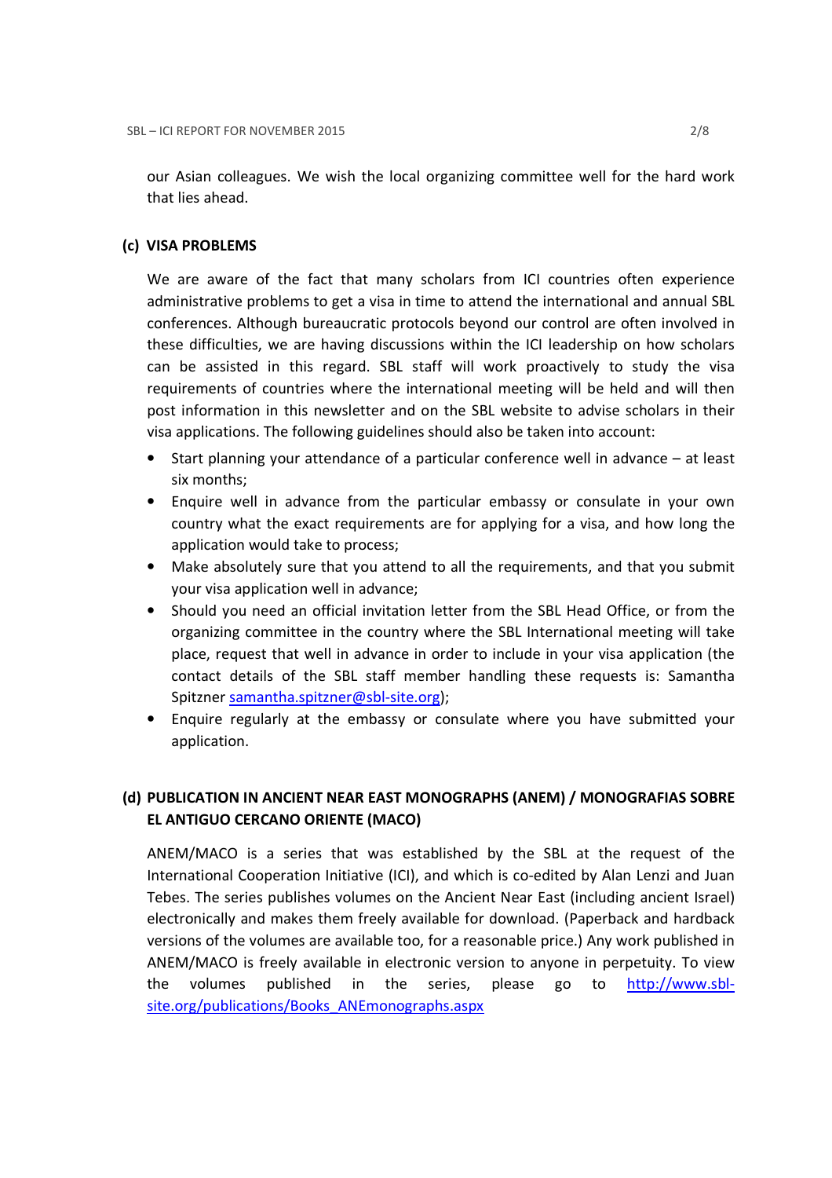our Asian colleagues. We wish the local organizing committee well for the hard work that lies ahead.

### (c) VISA PROBLEMS

We are aware of the fact that many scholars from ICI countries often experience administrative problems to get a visa in time to attend the international and annual SBL conferences. Although bureaucratic protocols beyond our control are often involved in these difficulties, we are having discussions within the ICI leadership on how scholars can be assisted in this regard. SBL staff will work proactively to study the visa requirements of countries where the international meeting will be held and will then post information in this newsletter and on the SBL website to advise scholars in their visa applications. The following guidelines should also be taken into account:

- Start planning your attendance of a particular conference well in advance – at least six months;
- Enquire well in advance from the particular embassy or consulate in your own country what the exact requirements are for applying for a visa, and how long the application would take to process;
- Make absolutely sure that you attend to all the requirements, and that you submit your visa application well in advance;
- Should you need an official invitation letter from the SBL Head Office, or from the organizing committee in the country where the SBL International meeting will take place, request that well in advance in order to include in your visa application (the contact details of the SBL staff member handling these requests is: Samantha Spitzner samantha.spitzner@sbl-site.org);
- Enquire regularly at the embassy or consulate where you have submitted your application.

### (d) PUBLICATION IN ANCIENT NEAR EAST MONOGRAPHS (ANEM) / MONOGRAFIAS SOBRE EL ANTIGUO CERCANO ORIENTE (MACO)

ANEM/MACO is a series that was established by the SBL at the request of the International Cooperation Initiative (ICI), and which is co-edited by Alan Lenzi and Juan Tebes. The series publishes volumes on the Ancient Near East (including ancient Israel) electronically and makes them freely available for download. (Paperback and hardback versions of the volumes are available too, for a reasonable price.) Any work published in ANEM/MACO is freely available in electronic version to anyone in perpetuity. To view the volumes published in the series, please go to http://www.sbl-site.org/publications/Books_ANEmonographs.aspx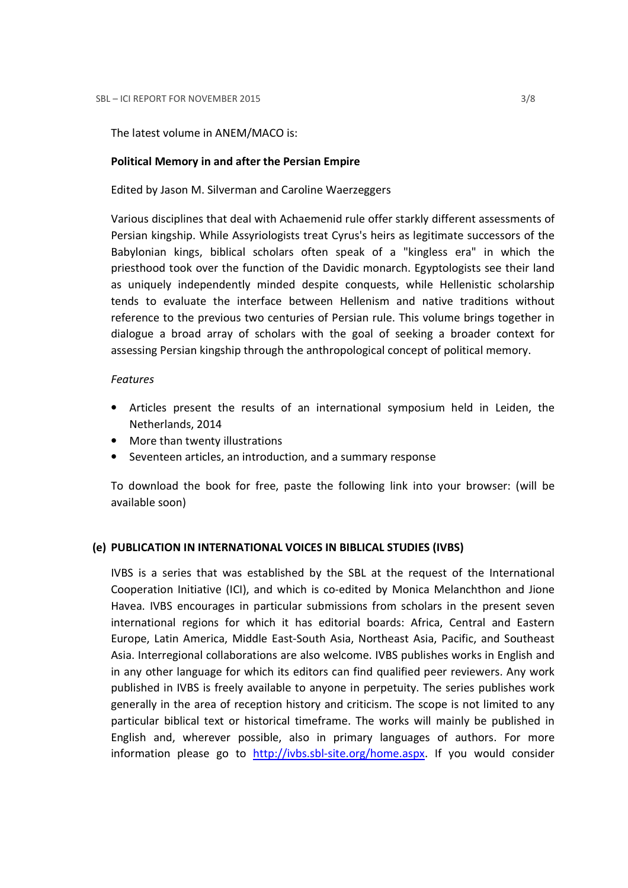The latest volume in ANEM/MACO is:

**Political Memory in and after the Persian Empire**

Edited by Jason M. Silverman and Caroline Waerzeggers

Various disciplines that deal with Achaemenid rule offer starkly different assessments of Persian kingship. While Assyriologists treat Cyrus's heirs as legitimate successors of the Babylonian kings, biblical scholars often speak of a "kingless era" in which the priesthood took over the function of the Davidic monarch. Egyptologists see their land as uniquely independently minded despite conquests, while Hellenistic scholarship tends to evaluate the interface between Hellenism and native traditions without reference to the previous two centuries of Persian rule. This volume brings together in dialogue a broad array of scholars with the goal of seeking a broader context for assessing Persian kingship through the anthropological concept of political memory.

*Features*

- Articles present the results of an international symposium held in Leiden, the Netherlands, 2014
- More than twenty illustrations
- Seventeen articles, an introduction, and a summary response

To download the book for free, paste the following link into your browser: (will be available soon)

### (e) PUBLICATION IN INTERNATIONAL VOICES IN BIBLICAL STUDIES (IVBS)

IVBS is a series that was established by the SBL at the request of the International Cooperation Initiative (ICI), and which is co-edited by Monica Melanchthon and Jione Havea. IVBS encourages in particular submissions from scholars in the present seven international regions for which it has editorial boards: Africa, Central and Eastern Europe, Latin America, Middle East-South Asia, Northeast Asia, Pacific, and Southeast Asia. Interregional collaborations are also welcome. IVBS publishes works in English and in any other language for which its editors can find qualified peer reviewers. Any work published in IVBS is freely available to anyone in perpetuity. The series publishes work generally in the area of reception history and criticism. The scope is not limited to any particular biblical text or historical timeframe. The works will mainly be published in English and, wherever possible, also in primary languages of authors. For more information please go to [http://ivbs.sbl-site.org/home.aspx](http://ivbs.sbl-site.org/home.aspx). If you would consider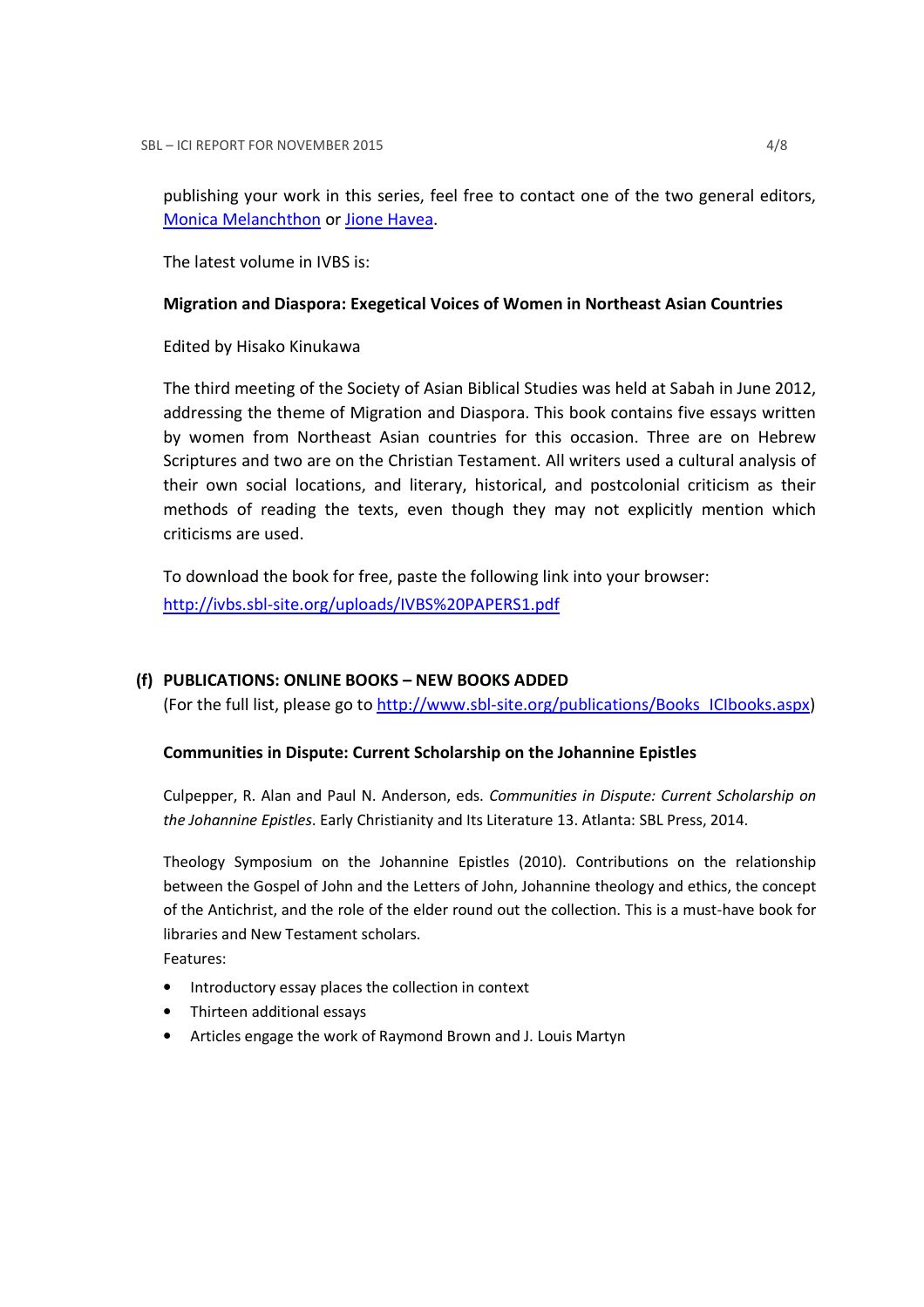publishing your work in this series, feel free to contact one of the two general editors, [Monica Melanchthon]() or [Jione Havea]().

The latest volume in IVBS is:

**Migration and Diaspora: Exegetical Voices of Women in Northeast Asian Countries**

Edited by Hisako Kinukawa

The third meeting of the Society of Asian Biblical Studies was held at Sabah in June 2012, addressing the theme of Migration and Diaspora. This book contains five essays written by women from Northeast Asian countries for this occasion. Three are on Hebrew Scriptures and two are on the Christian Testament. All writers used a cultural analysis of their own social locations, and literary, historical, and postcolonial criticism as their methods of reading the texts, even though they may not explicitly mention which criticisms are used.

To download the book for free, paste the following link into your browser:
[http://ivbs.sbl-site.org/uploads/IVBS%20PAPERS1.pdf](http://ivbs.sbl-site.org/uploads/IVBS%20PAPERS1.pdf)

## (f) PUBLICATIONS: ONLINE BOOKS – NEW BOOKS ADDED

(For the full list, please go to [http://www.sbl-site.org/publications/Books_ICIbooks.aspx](http://www.sbl-site.org/publications/Books_ICIbooks.aspx))

**Communities in Dispute: Current Scholarship on the Johannine Epistles**

Culpepper, R. Alan and Paul N. Anderson, eds. *Communities in Dispute: Current Scholarship on the Johannine Epistles*. Early Christianity and Its Literature 13. Atlanta: SBL Press, 2014.

Theology Symposium on the Johannine Epistles (2010). Contributions on the relationship between the Gospel of John and the Letters of John, Johannine theology and ethics, the concept of the Antichrist, and the role of the elder round out the collection. This is a must-have book for libraries and New Testament scholars.

Features:

- Introductory essay places the collection in context
- Thirteen additional essays
- Articles engage the work of Raymond Brown and J. Louis Martyn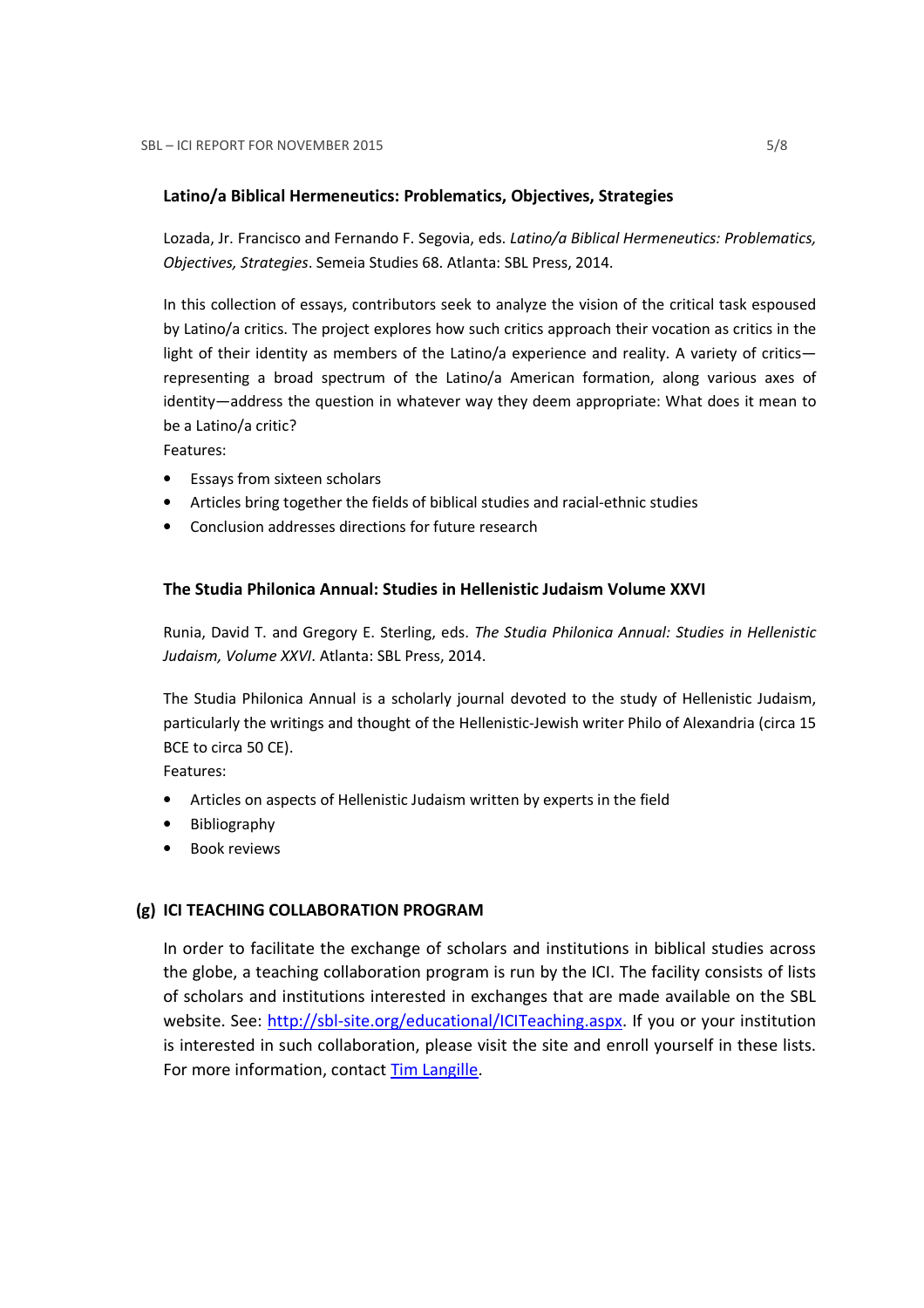### Latino/a Biblical Hermeneutics: Problematics, Objectives, Strategies

Lozada, Jr. Francisco and Fernando F. Segovia, eds. *Latino/a Biblical Hermeneutics: Problematics, Objectives, Strategies*. Semeia Studies 68. Atlanta: SBL Press, 2014.

In this collection of essays, contributors seek to analyze the vision of the critical task espoused by Latino/a critics. The project explores how such critics approach their vocation as critics in the light of their identity as members of the Latino/a experience and reality. A variety of critics—representing a broad spectrum of the Latino/a American formation, along various axes of identity—address the question in whatever way they deem appropriate: What does it mean to be a Latino/a critic?

Features:

- Essays from sixteen scholars
- Articles bring together the fields of biblical studies and racial-ethnic studies
- Conclusion addresses directions for future research

### The Studia Philonica Annual: Studies in Hellenistic Judaism Volume XXVI

Runia, David T. and Gregory E. Sterling, eds. *The Studia Philonica Annual: Studies in Hellenistic Judaism, Volume XXVI*. Atlanta: SBL Press, 2014.

The Studia Philonica Annual is a scholarly journal devoted to the study of Hellenistic Judaism, particularly the writings and thought of the Hellenistic-Jewish writer Philo of Alexandria (circa 15 BCE to circa 50 CE).

Features:

- Articles on aspects of Hellenistic Judaism written by experts in the field
- Bibliography
- Book reviews

## (g) ICI TEACHING COLLABORATION PROGRAM

In order to facilitate the exchange of scholars and institutions in biblical studies across the globe, a teaching collaboration program is run by the ICI. The facility consists of lists of scholars and institutions interested in exchanges that are made available on the SBL website. See: [http://sbl-site.org/educational/ICITeaching.aspx](http://sbl-site.org/educational/ICITeaching.aspx). If you or your institution is interested in such collaboration, please visit the site and enroll yourself in these lists. For more information, contact Tim Langille.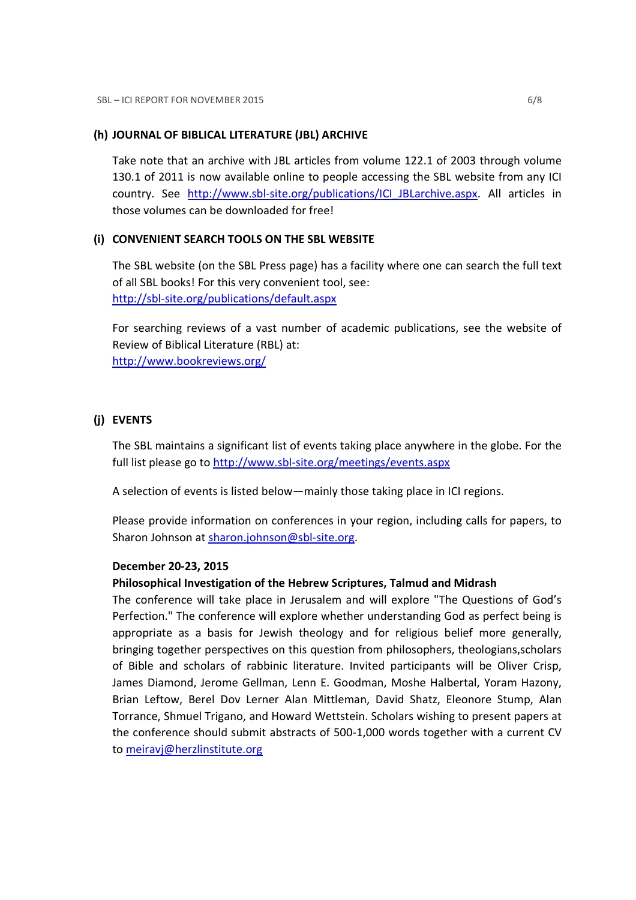### (h) JOURNAL OF BIBLICAL LITERATURE (JBL) ARCHIVE

Take note that an archive with JBL articles from volume 122.1 of 2003 through volume 130.1 of 2011 is now available online to people accessing the SBL website from any ICI country. See http://www.sbl-site.org/publications/ICI_JBLarchive.aspx. All articles in those volumes can be downloaded for free!

### (i) CONVENIENT SEARCH TOOLS ON THE SBL WEBSITE

The SBL website (on the SBL Press page) has a facility where one can search the full text of all SBL books! For this very convenient tool, see: http://sbl-site.org/publications/default.aspx

For searching reviews of a vast number of academic publications, see the website of Review of Biblical Literature (RBL) at: http://www.bookreviews.org/

### (j) EVENTS

The SBL maintains a significant list of events taking place anywhere in the globe. For the full list please go to http://www.sbl-site.org/meetings/events.aspx

A selection of events is listed below—mainly those taking place in ICI regions.

Please provide information on conferences in your region, including calls for papers, to Sharon Johnson at sharon.johnson@sbl-site.org.

**December 20-23, 2015**

**Philosophical Investigation of the Hebrew Scriptures, Talmud and Midrash**

The conference will take place in Jerusalem and will explore "The Questions of God's Perfection." The conference will explore whether understanding God as perfect being is appropriate as a basis for Jewish theology and for religious belief more generally, bringing together perspectives on this question from philosophers, theologians,scholars of Bible and scholars of rabbinic literature. Invited participants will be Oliver Crisp, James Diamond, Jerome Gellman, Lenn E. Goodman, Moshe Halbertal, Yoram Hazony, Brian Leftow, Berel Dov Lerner Alan Mittleman, David Shatz, Eleonore Stump, Alan Torrance, Shmuel Trigano, and Howard Wettstein. Scholars wishing to present papers at the conference should submit abstracts of 500-1,000 words together with a current CV to meiravj@herzlinstitute.org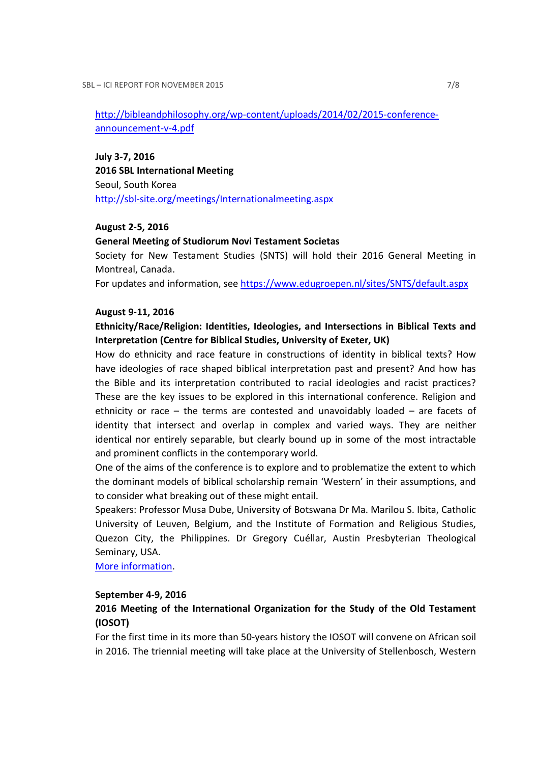http://bibleandphilosophy.org/wp-content/uploads/2014/02/2015-conference-announcement-v-4.pdf

**July 3-7, 2016**
**2016 SBL International Meeting**
Seoul, South Korea
http://sbl-site.org/meetings/Internationalmeeting.aspx

**August 2-5, 2016**
**General Meeting of Studiorum Novi Testament Societas**
Society for New Testament Studies (SNTS) will hold their 2016 General Meeting in Montreal, Canada.
For updates and information, see https://www.edugroepen.nl/sites/SNTS/default.aspx

**August 9-11, 2016**
**Ethnicity/Race/Religion: Identities, Ideologies, and Intersections in Biblical Texts and Interpretation (Centre for Biblical Studies, University of Exeter, UK)**
How do ethnicity and race feature in constructions of identity in biblical texts? How have ideologies of race shaped biblical interpretation past and present? And how has the Bible and its interpretation contributed to racial ideologies and racist practices? These are the key issues to be explored in this international conference. Religion and ethnicity or race – the terms are contested and unavoidably loaded – are facets of identity that intersect and overlap in complex and varied ways. They are neither identical nor entirely separable, but clearly bound up in some of the most intractable and prominent conflicts in the contemporary world.
One of the aims of the conference is to explore and to problematize the extent to which the dominant models of biblical scholarship remain 'Western' in their assumptions, and to consider what breaking out of these might entail.
Speakers: Professor Musa Dube, University of Botswana Dr Ma. Marilou S. Ibita, Catholic University of Leuven, Belgium, and the Institute of Formation and Religious Studies, Quezon City, the Philippines. Dr Gregory Cuéllar, Austin Presbyterian Theological Seminary, USA.
More information.

**September 4-9, 2016**
**2016 Meeting of the International Organization for the Study of the Old Testament (IOSOT)**
For the first time in its more than 50-years history the IOSOT will convene on African soil in 2016. The triennial meeting will take place at the University of Stellenbosch, Western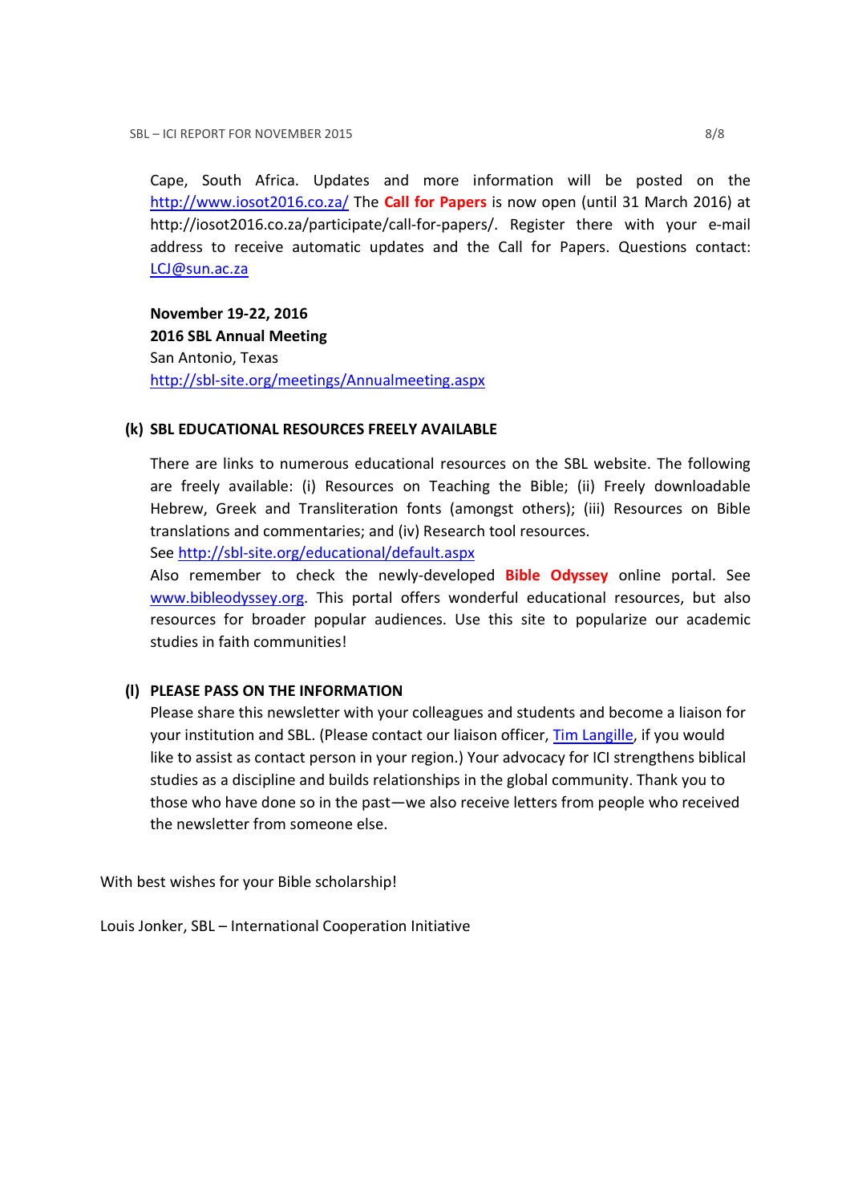Cape, South Africa. Updates and more information will be posted on the http://www.iosot2016.co.za/ The **Call for Papers** is now open (until 31 March 2016) at http://iosot2016.co.za/participate/call-for-papers/. Register there with your e-mail address to receive automatic updates and the Call for Papers. Questions contact: LCJ@sun.ac.za

**November 19-22, 2016**
**2016 SBL Annual Meeting**
San Antonio, Texas
http://sbl-site.org/meetings/Annualmeeting.aspx

**(k) SBL EDUCATIONAL RESOURCES FREELY AVAILABLE**

There are links to numerous educational resources on the SBL website. The following are freely available: (i) Resources on Teaching the Bible; (ii) Freely downloadable Hebrew, Greek and Transliteration fonts (amongst others); (iii) Resources on Bible translations and commentaries; and (iv) Research tool resources.
See http://sbl-site.org/educational/default.aspx
Also remember to check the newly-developed **Bible Odyssey** online portal. See www.bibleodyssey.org. This portal offers wonderful educational resources, but also resources for broader popular audiences. Use this site to popularize our academic studies in faith communities!

**(l) PLEASE PASS ON THE INFORMATION**

Please share this newsletter with your colleagues and students and become a liaison for your institution and SBL. (Please contact our liaison officer, Tim Langille, if you would like to assist as contact person in your region.) Your advocacy for ICI strengthens biblical studies as a discipline and builds relationships in the global community. Thank you to those who have done so in the past—we also receive letters from people who received the newsletter from someone else.

With best wishes for your Bible scholarship!

Louis Jonker, SBL – International Cooperation Initiative